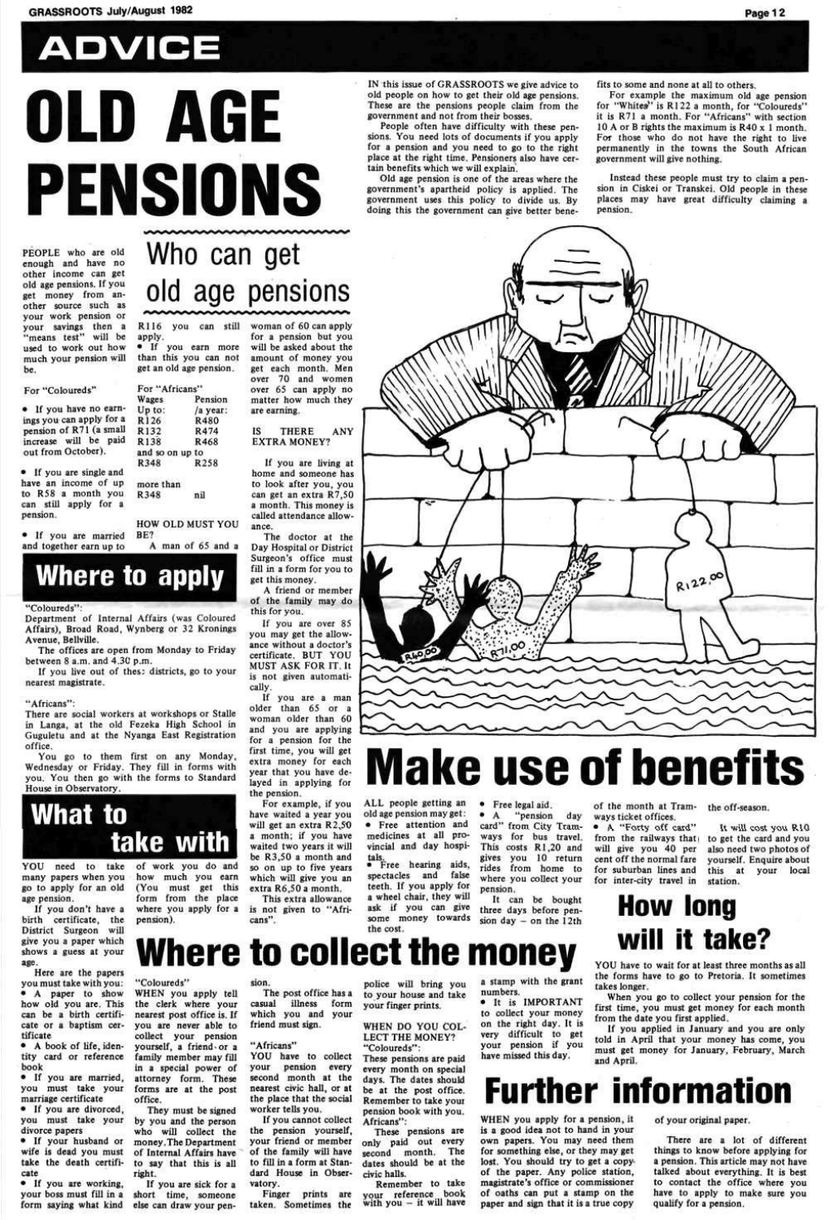# ADVICE

# OLD AGE PENSIONS

IN this issue of GRASSROOTS we give advice to old people on how to get their old age pensions. These are the pensions people claim from the government and not from their bosses.

People often have difficulty with these pensions. You need lots of documents if you apply for a pension and you need to go to the right place at the right time. Pensioners also have certain benefits which we will explain.

Old age pension is one of the areas where the government's apartheid policy is applied. The government uses this policy to divide us. By doing this the government can give better benefits to some and none at all to others.

For example the maximum old age pension for "Whites" is R122 a month, for "Coloureds" it is R71 a month. For "Africans" with section 10 A or B rights the maximum is R40 x 1 month. For those who do not have the right to live permanently in the towns the South African government will give nothing.

Instead these people must try to claim a pension in Ciskei or Transkei. Old people in these places may have great difficulty claiming a pension.

## Who can get old age pensions

PEOPLE who are old enough and have no other income can get old age pensions. If you get money from another source such as your work pension or your savings then a "means test" will be used to work out how much your pension will be.

For "Coloureds"

- If you have no earnings you can apply for a pension of R71 (a small increase will be paid out from October).
- If you are single and have an income of up to R58 a month you can still apply for a pension.
- If you are married and together earn up to R116 you can still apply.
- If you earn more than this you can not get an old age pension.

For "Africans"

| Wages | Pension /a year: |
|---|---|
| Up to: R126 | R480 |
| R132 | R474 |
| R138 | R468 |
| and so on up to R348 | R258 |
| more than R348 | nil |

HOW OLD MUST YOU BE?

A man of 65 and a woman of 60 can apply for a pension but you will be asked about the amount of money you get each month. Men over 70 and women over 65 can apply no matter how much they are earning.

IS THERE ANY EXTRA MONEY?

If you are living at home and someone has to look after you, you can get an extra R7,50 a month. This money is called attendance allowance.

The doctor at the Day Hospital or District Surgeon's office must fill in a form for you to get this money.

A friend or member of the family may do this for you.

If you are over 85 you may get the allowance without a doctor's certificate. BUT YOU MUST ASK FOR IT. It is not given automatically.

If you are a man older than 65 or a woman older than 60 and you are applying for a pension for the first time, you will get extra money for each year that you have delayed in applying for the pension.

For example, if you have waited a year you will get an extra R2,50 a month; if you have waited two years it will be R3,50 a month and so on up to five years which will give you an extra R6,50 a month.

This extra allowance is not given to "Africans".

## Where to apply

"Coloureds":

Department of Internal Affairs (was Coloured Affairs), Broad Road, Wynberg or 32 Kronings Avenue, Bellville.

The offices are open from Monday to Friday between 8 a.m. and 4.30 p.m.

If you live out of these districts, go to your nearest magistrate.

"Africans":

There are social workers at workshops or Stalle in Langa, at the old Fezeka High School in Guguletu and at the Nyanga East Registration office.

You go to them first on any Monday, Wednesday or Friday. They fill in forms with you. You then go with the forms to Standard House in Observatory.

## What to take with

YOU need to take many papers when you go to apply for an old age pension.

If you don't have a birth certificate, the District Surgeon will give you a paper which shows a guess at your age.

Here are the papers you must take with you:

- A paper to show how old you are. This can be a birth certificate or a baptism certificate
- A book of life, identity card or reference book
- If you are married, you must take your marriage certificate
- If you are divorced, you must take your divorce papers
- If your husband or wife is dead you must take the death certificate
- If you are working, your boss must fill in a form saying what kind of work you do and how much you earn (You must get this form from the place where you apply for a pension).

## Make use of benefits

ALL people getting an old age pension may get:

- Free attention and medicines at all provincial and day hospitals.
- Free hearing aids, spectacles and false teeth. If you apply for a wheel chair, they will ask if you can give some money towards the cost.
- Free legal aid.
- A "pension day card" from City Tramways for bus travel. This costs R1,20 and gives you 10 return rides from home to where you collect your pension.

It can be bought three days before pension day – on the 12th of the month at Tramways ticket offices.

- A "Forty off card" from the railways that will give you 40 per cent off the normal fare for suburban lines and for inter-city travel in the off-season.

It will cost you R10 to get the card and you also need two photos of yourself. Enquire about this at your local station.

## Where to collect the money

"Coloureds"

WHEN you apply tell the clerk where your nearest post office is. If you are never able to collect your pension yourself, a friend or a family member may fill in a special power of attorney form. These forms are at the post office.

They must be signed by you and the person who will collect the money. The Department of Internal Affairs have to say that this is all right.

If you are sick for a short time, someone else can draw your pension.

The post office has a casual illness form which you and your friend must sign.

"Africans"

YOU have to collect your pension every second month at the nearest civic hall, or at the place that the social worker tells you.

If you cannot collect the pension yourself, your friend or member of the family will have to fill in a form at Standard House in Observatory.

Finger prints are taken. Sometimes the police will bring you to your house and take your finger prints.

WHEN DO YOU COLLECT THE MONEY?

"Coloureds":

These pensions are paid every month on special days. The dates should be at the post office. Remember to take your pension book with you.

"Africans":

These pensions are only paid out every second month. The dates should be at the civic halls.

Remember to take your reference book with you – it will have a stamp with the grant numbers.

- It is IMPORTANT to collect your money on the right day. It is very difficult to get your pension if you have missed this day.

## How long will it take?

YOU have to wait for at least three months as all the forms have to go to Pretoria. It sometimes takes longer.

When you go to collect your pension for the first time, you must get money for each month from the date you first applied.

If you applied in January and you are only told in April that your money has come, you must get money for January, February, March and April.

## Further information

WHEN you apply for a pension, it is a good idea not to hand in your own papers. You may need them for something else, or they may get lost. You should try to get a copy of the paper. Any police station, magistrate's office or commissioner of oaths can put a stamp on the paper and sign that it is a true copy of your original paper.

There are a lot of different things to know before applying for a pension. This article may not have talked about everything. It is best to contact the office where you have to apply to make sure you qualify for a pension.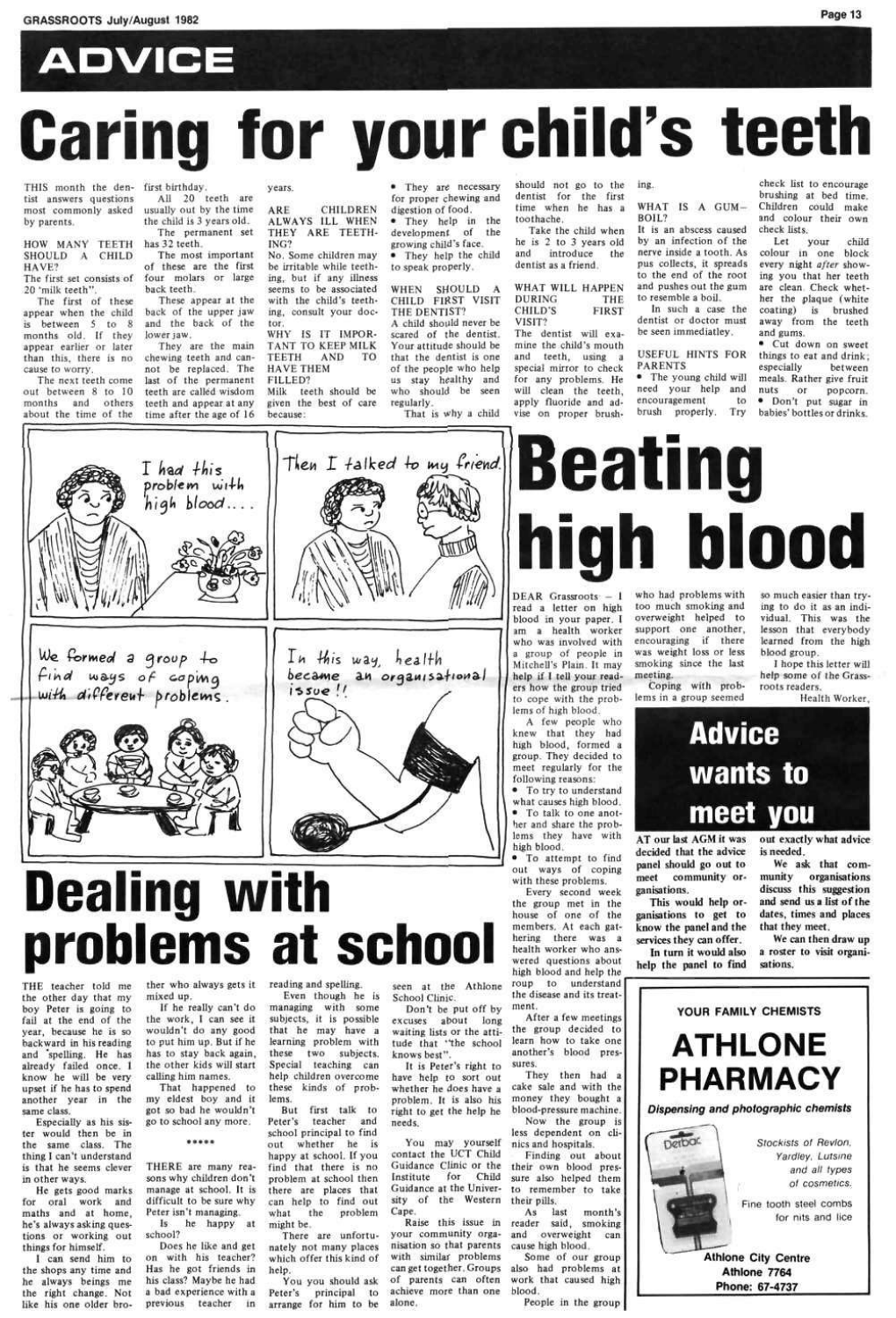# ADVICE

# Caring for your child's teeth

THIS month the dentist answers questions most commonly asked by parents.

HOW MANY TEETH SHOULD A CHILD HAVE?

The first set consists of 20 "milk teeth".

The first of these appear when the child is between 5 to 8 months old. If they appear earlier or later than this, there is no cause to worry.

The next teeth come out between 8 to 10 months and others about the time of the first birthday.

All 20 teeth are usually out by the time the child is 3 years old.

The permanent set has 32 teeth.

The most important of these are the first four molars or large back teeth.

These appear at the back of the upper jaw and the back of the lower jaw.

They are the main chewing teeth and cannot be replaced. The last of the permanent teeth are called wisdom teeth and appear at any time after the age of 16 years.

ARE CHILDREN ALWAYS ILL WHEN THEY ARE TEETHING?

No. Some children may be irritable while teething, but if any illness seems to be associated with the child's teething, consult your doctor.

WHY IS IT IMPORTANT TO KEEP MILK TEETH AND TO HAVE THEM FILLED?

Milk teeth should be given the best of care because:

- They are necessary for proper chewing and digestion of food.
- They help in the development of the growing child's face.
- They help the child to speak properly.

WHEN SHOULD A CHILD FIRST VISIT THE DENTIST?

A child should never be scared of the dentist. Your attitude should be that the dentist is one of the people who help us stay healthy and who should be seen regularly.

That is why a child should not go to the dentist for the first time when he has a toothache.

Take the child when he is 2 to 3 years old and introduce the dentist as a friend.

WHAT WILL HAPPEN DURING THE CHILD'S FIRST VISIT?

The dentist will examine the child's mouth and teeth, using a special mirror to check for any problems. He will clean the teeth, apply fluoride and advise on proper brushing.

WHAT IS A GUM-BOIL?

It is an abscess caused by an infection of the nerve inside a tooth. As pus collects, it spreads to the end of the root and pushes out the gum to resemble a boil.

In such a case the dentist or doctor must be seen immediatley.

USEFUL HINTS FOR PARENTS

- The young child will need your help and encouragement to brush properly. Try check list to encourage brushing at bed time. Children could make and colour their own check lists.

Let your child colour in one block every night *after* showing you that her teeth are clean. Check whether the plaque (white coating) is brushed away from the teeth and gums.

- Cut down on sweet things to eat and drink; especially between meals. Rather give fruit nuts or popcorn.
- Don't put sugar in babies' bottles or drinks.

# Beating high blood

I had this problem with high blood....

Then I talked to my friend.

We formed a group to find ways of coping with different problems.

In this way, health became an organisational issue!!

DEAR Grassroots — I read a letter on high blood in your paper. I am a health worker who was involved with a group of people in Mitchell's Plain. It may help if I tell your readers how the group tried to cope with the problems of high blood.

A few people who knew that they had high blood, formed a group. They decided to meet regularly for the following reasons:

- To try to understand what causes high blood.
- To talk to one another and share the problems they have with high blood.
- To attempt to find out ways of coping with these problems.

Every second week the group met in the house of one of the members. At each gathering there was a health worker who answered questions about high blood and help the roup to understand the disease and its treatment.

After a few meetings the group decided to learn how to take one another's blood pressures.

They then had a cake sale and with the money they bought a blood-pressure machine.

Now the group is less dependent on clinics and hospitals.

Finding out about their own blood pressure also helped them to remember to take their pills.

As last month's reader said, smoking and overweight can cause high blood.

Some of our group also had problems at work that caused high blood.

People in the group who had problems with too much smoking and overweight helped to support one another, encouraging if there was weight loss or less smoking since the last meeting.

Coping with problems in a group seemed so much easier than trying to do it as an individual. This was the lesson that everybody learned from the high blood group.

I hope this letter will help some of the Grassroots readers.

Health Worker.

## Advice wants to meet you

AT our last AGM it was decided that the advice panel should go out to meet community organisations.

This would help organisations to get to know the panel and the services they can offer.

In turn it would also help the panel to find out exactly what advice is needed.

We ask that community organisations discuss this suggestion and send us a list of the dates, times and places that they meet.

We can then draw up a roster to visit organisations.

# Dealing with problems at school

THE teacher told me the other day that my boy Peter is going to fail at the end of the year, because he is so backward in his reading and spelling. He has already failed once. I know he will be very upset if he has to spend another year in the same class.

Especially as his sister would then be in the same class. The thing I can't understand is that he seems clever in other ways.

He gets good marks for oral work and maths and at home, he's always asking questions or working out things for himself.

I can send him to the shops any time and he always beings me the right change. Not like his one older brother who always gets it mixed up.

If he really can't do the work, I can see it wouldn't do any good to put him up. But if he has to stay back again, the other kids will start calling him names.

That happened to my eldest boy and it got so bad he wouldn't go to school any more.

\*\*\*\*\*

THERE are many reasons why children don't manage at school. It is difficult to be sure why Peter isn't managing.

Is he happy at school?

Does he like and get on with his teacher? Has he got friends in his class? Maybe he had a bad experience with a previous teacher in reading and spelling.

Even though he is managing with some subjects, it is possible that he may have a learning problem with these two subjects. Special teaching can help children overcome these kinds of problems.

But first talk to Peter's teacher and school principal to find out whether he is happy at school. If you find that there is no problem at school then there are places that can help to find out what the problem might be.

There are unfortunately not many places which offer this kind of help.

You you should ask Peter's principal to arrange for him to be seen at the Athlone School Clinic.

Don't be put off by excuses about long waiting lists or the attitude that "the school knows best".

It is Peter's right to have help to sort out whether he does have a problem. It is also his right to get the help he needs.

You may yourself contact the UCT Child Guidance Clinic or the Institute for Child Guidance at the University of the Western Cape.

Raise this issue in your community organisation so that parents with similar problems can get together. Groups of parents can often achieve more than one alone.

YOUR FAMILY CHEMISTS

**ATHLONE PHARMACY**

*Dispensing and photographic chemists*

Detbac

*Stockists of Revlon, Yardley, Lutsine and all types of cosmetics.*

Fine tooth steel combs for nits and lice

**Athlone City Centre**
**Athlone 7764**
**Phone: 67-4737**